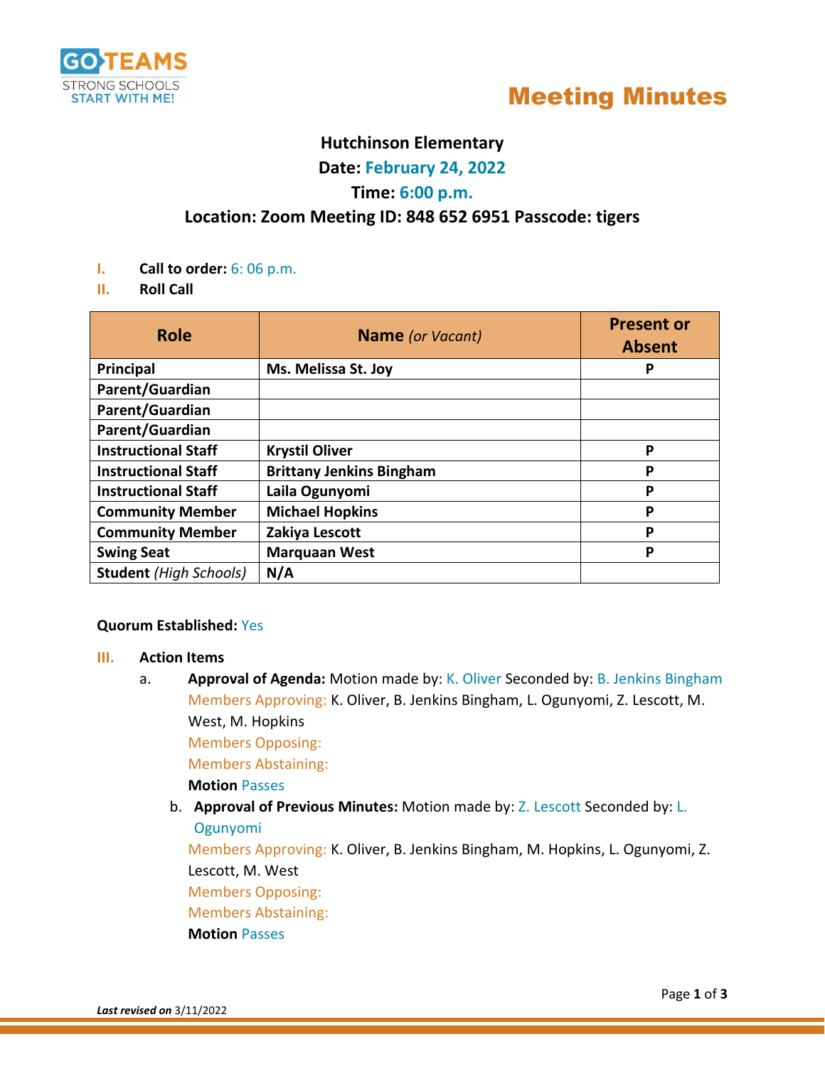GO TEAMS
STRONG SCHOOLS
START WITH ME!

# Meeting Minutes

**Hutchinson Elementary**
**Date: February 24, 2022**
**Time: 6:00 p.m.**
**Location: Zoom Meeting ID: 848 652 6951 Passcode: tigers**

I. **Call to order:** 6: 06 p.m.

II. **Roll Call**

| Role | Name *(or Vacant)* | Present or Absent |
|---|---|---|
| **Principal** | **Ms. Melissa St. Joy** | **P** |
| **Parent/Guardian** | | |
| **Parent/Guardian** | | |
| **Parent/Guardian** | | |
| **Instructional Staff** | **Krystil Oliver** | **P** |
| **Instructional Staff** | **Brittany Jenkins Bingham** | **P** |
| **Instructional Staff** | **Laila Ogunyomi** | **P** |
| **Community Member** | **Michael Hopkins** | **P** |
| **Community Member** | **Zakiya Lescott** | **P** |
| **Swing Seat** | **Marquaan West** | **P** |
| **Student** *(High Schools)* | **N/A** | |

**Quorum Established:** Yes

III. **Action Items**

a. **Approval of Agenda:** Motion made by: K. Oliver Seconded by: B. Jenkins Bingham
Members Approving: K. Oliver, B. Jenkins Bingham, L. Ogunyomi, Z. Lescott, M. West, M. Hopkins
Members Opposing:
Members Abstaining:
**Motion** Passes

b. **Approval of Previous Minutes:** Motion made by: Z. Lescott Seconded by: L. Ogunyomi
Members Approving: K. Oliver, B. Jenkins Bingham, M. Hopkins, L. Ogunyomi, Z. Lescott, M. West
Members Opposing:
Members Abstaining:
**Motion** Passes

***Last revised on*** 3/11/2022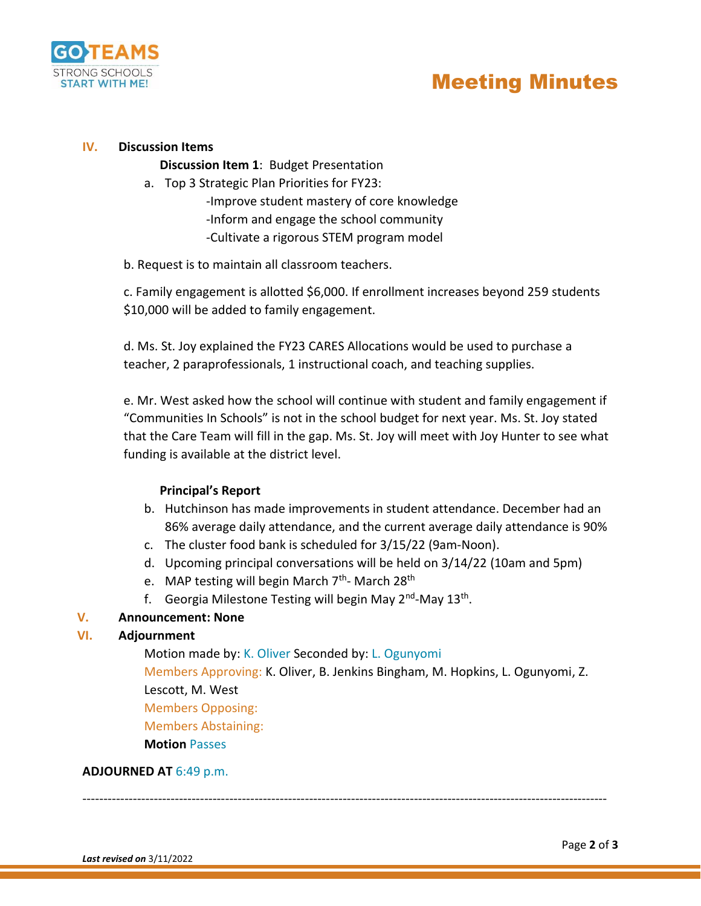## IV. Discussion Items

**Discussion Item 1**: Budget Presentation

a. Top 3 Strategic Plan Priorities for FY23:
   - -Improve student mastery of core knowledge
   - -Inform and engage the school community
   - -Cultivate a rigorous STEM program model

b. Request is to maintain all classroom teachers.

c. Family engagement is allotted $6,000. If enrollment increases beyond 259 students $10,000 will be added to family engagement.

d. Ms. St. Joy explained the FY23 CARES Allocations would be used to purchase a teacher, 2 paraprofessionals, 1 instructional coach, and teaching supplies.

e. Mr. West asked how the school will continue with student and family engagement if "Communities In Schools" is not in the school budget for next year. Ms. St. Joy stated that the Care Team will fill in the gap. Ms. St. Joy will meet with Joy Hunter to see what funding is available at the district level.

**Principal's Report**

b. Hutchinson has made improvements in student attendance. December had an 86% average daily attendance, and the current average daily attendance is 90%

c. The cluster food bank is scheduled for 3/15/22 (9am-Noon).

d. Upcoming principal conversations will be held on 3/14/22 (10am and 5pm)

e. MAP testing will begin March 7th- March 28th

f. Georgia Milestone Testing will begin May 2nd-May 13th.

## V. Announcement: None

## VI. Adjournment

Motion made by: K. Oliver Seconded by: L. Ogunyomi

Members Approving: K. Oliver, B. Jenkins Bingham, M. Hopkins, L. Ogunyomi, Z. Lescott, M. West

Members Opposing:

Members Abstaining:

**Motion** Passes

**ADJOURNED AT** 6:49 p.m.

---

***Last revised on*** 3/11/2022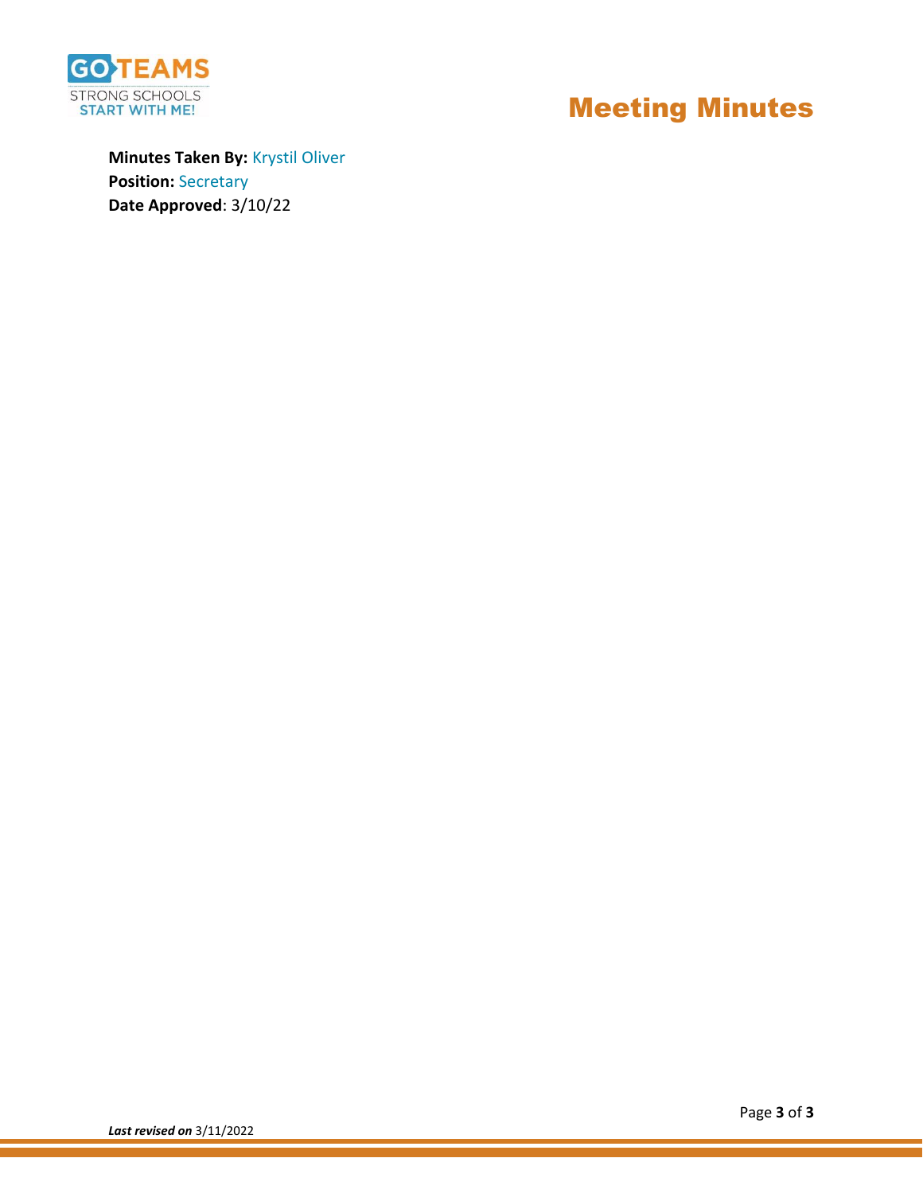**Minutes Taken By:** Krystil Oliver
**Position:** Secretary
**Date Approved**: 3/10/22